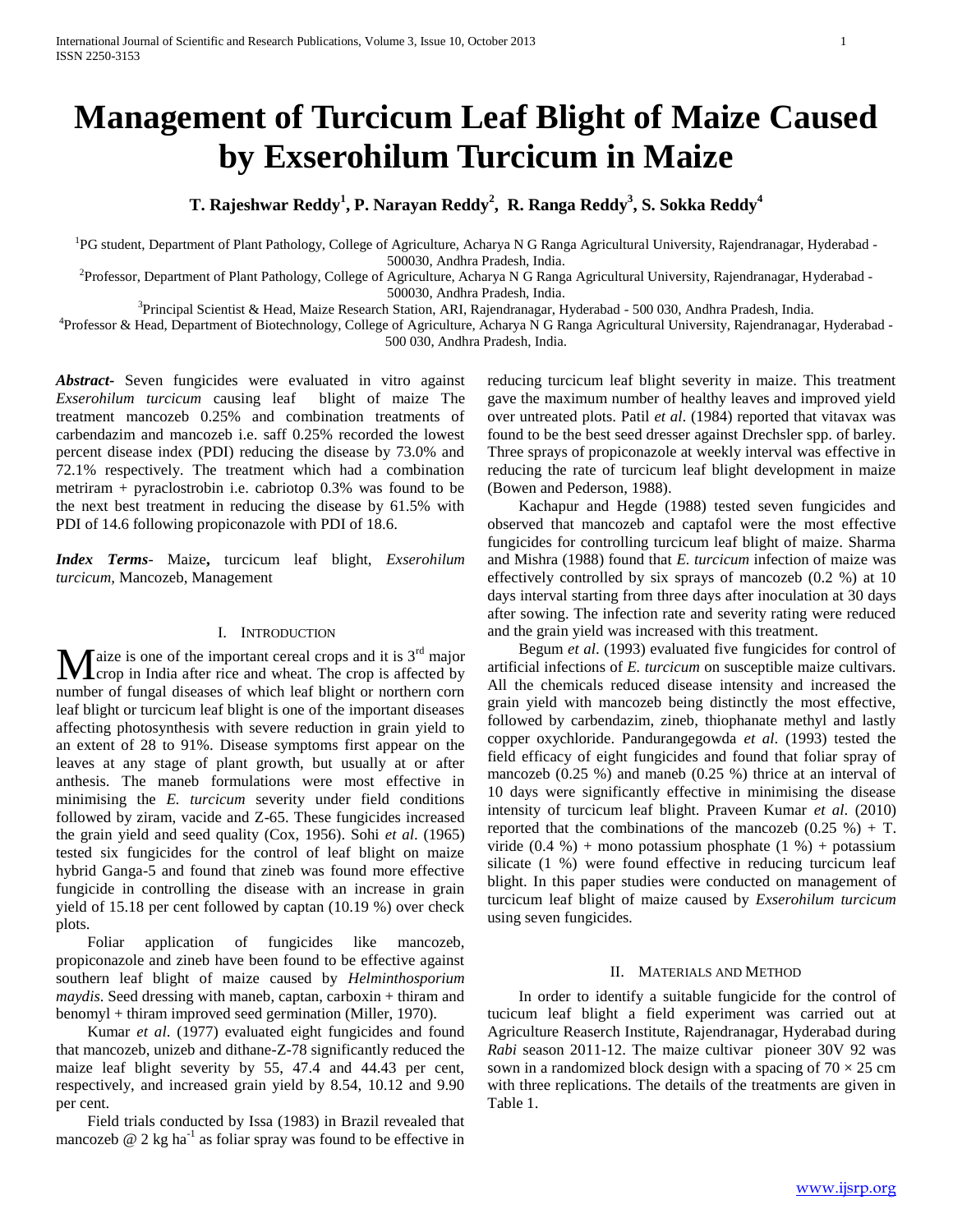# Management of Turcicum Leaf Blight of Maize Caused by Exserohilum Turcicum in Maize

**T. Rajeshwar Reddy[1], P. Narayan Reddy[2], R. Ranga Reddy[3], S. Sokka Reddy[4]**

[1]PG student, Department of Plant Pathology, College of Agriculture, Acharya N G Ranga Agricultural University, Rajendranagar, Hyderabad - 500030, Andhra Pradesh, India.

[2]Professor, Department of Plant Pathology, College of Agriculture, Acharya N G Ranga Agricultural University, Rajendranagar, Hyderabad - 500030, Andhra Pradesh, India.

[3]Principal Scientist & Head, Maize Research Station, ARI, Rajendranagar, Hyderabad - 500 030, Andhra Pradesh, India.

[4]Professor & Head, Department of Biotechnology, College of Agriculture, Acharya N G Ranga Agricultural University, Rajendranagar, Hyderabad - 500 030, Andhra Pradesh, India.

***Abstract-*** Seven fungicides were evaluated in vitro against *Exserohilum turcicum* causing leaf blight of maize The treatment mancozeb 0.25% and combination treatments of carbendazim and mancozeb i.e. saff 0.25% recorded the lowest percent disease index (PDI) reducing the disease by 73.0% and 72.1% respectively. The treatment which had a combination metriram + pyraclostrobin i.e. cabriotop 0.3% was found to be the next best treatment in reducing the disease by 61.5% with PDI of 14.6 following propiconazole with PDI of 18.6.

***Index Terms-*** Maize**,** turcicum leaf blight, *Exserohilum turcicum,* Mancozeb, Management

## I. Introduction

Maize is one of the important cereal crops and it is 3rd major crop in India after rice and wheat. The crop is affected by number of fungal diseases of which leaf blight or northern corn leaf blight or turcicum leaf blight is one of the important diseases affecting photosynthesis with severe reduction in grain yield to an extent of 28 to 91%. Disease symptoms first appear on the leaves at any stage of plant growth, but usually at or after anthesis. The maneb formulations were most effective in minimising the *E. turcicum* severity under field conditions followed by ziram, vacide and Z-65. These fungicides increased the grain yield and seed quality (Cox, 1956). Sohi *et al*. (1965) tested six fungicides for the control of leaf blight on maize hybrid Ganga-5 and found that zineb was found more effective fungicide in controlling the disease with an increase in grain yield of 15.18 per cent followed by captan (10.19 %) over check plots.

Foliar application of fungicides like mancozeb, propiconazole and zineb have been found to be effective against southern leaf blight of maize caused by *Helminthosporium maydis*. Seed dressing with maneb, captan, carboxin + thiram and benomyl + thiram improved seed germination (Miller, 1970).

Kumar *et al*. (1977) evaluated eight fungicides and found that mancozeb, unizeb and dithane-Z-78 significantly reduced the maize leaf blight severity by 55, 47.4 and 44.43 per cent, respectively, and increased grain yield by 8.54, 10.12 and 9.90 per cent.

Field trials conducted by Issa (1983) in Brazil revealed that mancozeb @ 2 kg $ha^{-1}$ as foliar spray was found to be effective in reducing turcicum leaf blight severity in maize. This treatment gave the maximum number of healthy leaves and improved yield over untreated plots. Patil *et al*. (1984) reported that vitavax was found to be the best seed dresser against Drechsler spp. of barley. Three sprays of propiconazole at weekly interval was effective in reducing the rate of turcicum leaf blight development in maize (Bowen and Pederson, 1988).

Kachapur and Hegde (1988) tested seven fungicides and observed that mancozeb and captafol were the most effective fungicides for controlling turcicum leaf blight of maize. Sharma and Mishra (1988) found that *E. turcicum* infection of maize was effectively controlled by six sprays of mancozeb (0.2 %) at 10 days interval starting from three days after inoculation at 30 days after sowing. The infection rate and severity rating were reduced and the grain yield was increased with this treatment.

Begum *et al*. (1993) evaluated five fungicides for control of artificial infections of *E. turcicum* on susceptible maize cultivars. All the chemicals reduced disease intensity and increased the grain yield with mancozeb being distinctly the most effective, followed by carbendazim, zineb, thiophanate methyl and lastly copper oxychloride. Pandurangegowda *et al*. (1993) tested the field efficacy of eight fungicides and found that foliar spray of mancozeb (0.25 %) and maneb (0.25 %) thrice at an interval of 10 days were significantly effective in minimising the disease intensity of turcicum leaf blight. Praveen Kumar *et al*. (2010) reported that the combinations of the mancozeb (0.25 %) + T. viride (0.4 %) + mono potassium phosphate (1 %) + potassium silicate (1 %) were found effective in reducing turcicum leaf blight. In this paper studies were conducted on management of turcicum leaf blight of maize caused by *Exserohilum turcicum* using seven fungicides.

## II. Materials and Method

In order to identify a suitable fungicide for the control of tucicum leaf blight a field experiment was carried out at Agriculture Reaserch Institute, Rajendranagar, Hyderabad during *Rabi* season 2011-12. The maize cultivar pioneer 30V 92 was sown in a randomized block design with a spacing of $70 \times 25$ cm with three replications. The details of the treatments are given in Table 1.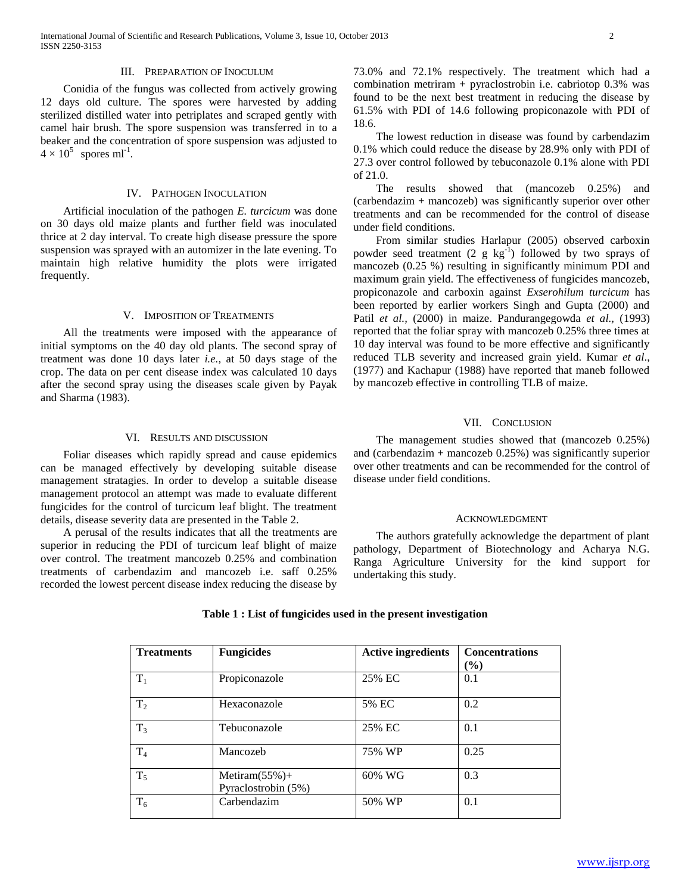## III. Preparation of Inoculum

Conidia of the fungus was collected from actively growing 12 days old culture. The spores were harvested by adding sterilized distilled water into petriplates and scraped gently with camel hair brush. The spore suspension was transferred in to a beaker and the concentration of spore suspension was adjusted to $4 \times 10^5$ spores $ml^{-1}$.

## IV. Pathogen Inoculation

Artificial inoculation of the pathogen *E. turcicum* was done on 30 days old maize plants and further field was inoculated thrice at 2 day interval. To create high disease pressure the spore suspension was sprayed with an automizer in the late evening. To maintain high relative humidity the plots were irrigated frequently.

## V. Imposition of Treatments

All the treatments were imposed with the appearance of initial symptoms on the 40 day old plants. The second spray of treatment was done 10 days later *i.e.,* at 50 days stage of the crop. The data on per cent disease index was calculated 10 days after the second spray using the diseases scale given by Payak and Sharma (1983).

## VI. Results and discussion

Foliar diseases which rapidly spread and cause epidemics can be managed effectively by developing suitable disease management stratagies. In order to develop a suitable disease management protocol an attempt was made to evaluate different fungicides for the control of turcicum leaf blight. The treatment details, disease severity data are presented in the Table 2.

A perusal of the results indicates that all the treatments are superior in reducing the PDI of turcicum leaf blight of maize over control. The treatment mancozeb 0.25% and combination treatments of carbendazim and mancozeb i.e. saff 0.25% recorded the lowest percent disease index reducing the disease by 73.0% and 72.1% respectively. The treatment which had a combination metriram + pyraclostrobin i.e. cabriotop 0.3% was found to be the next best treatment in reducing the disease by 61.5% with PDI of 14.6 following propiconazole with PDI of 18.6.

The lowest reduction in disease was found by carbendazim 0.1% which could reduce the disease by 28.9% only with PDI of 27.3 over control followed by tebuconazole 0.1% alone with PDI of 21.0.

The results showed that (mancozeb 0.25%) and (carbendazim + mancozeb) was significantly superior over other treatments and can be recommended for the control of disease under field conditions.

From similar studies Harlapur (2005) observed carboxin powder seed treatment (2 g $kg^{-1}$) followed by two sprays of mancozeb (0.25 %) resulting in significantly minimum PDI and maximum grain yield. The effectiveness of fungicides mancozeb, propiconazole and carboxin against *Exserohilum turcicum* has been reported by earlier workers Singh and Gupta (2000) and Patil *et al.,* (2000) in maize. Pandurangegowda *et al.,* (1993) reported that the foliar spray with mancozeb 0.25% three times at 10 day interval was found to be more effective and significantly reduced TLB severity and increased grain yield. Kumar *et al*., (1977) and Kachapur (1988) have reported that maneb followed by mancozeb effective in controlling TLB of maize.

## VII. Conclusion

The management studies showed that (mancozeb 0.25%) and (carbendazim + mancozeb 0.25%) was significantly superior over other treatments and can be recommended for the control of disease under field conditions.

## Acknowledgment

The authors gratefully acknowledge the department of plant pathology, Department of Biotechnology and Acharya N.G. Ranga Agriculture University for the kind support for undertaking this study.

**Table 1 : List of fungicides used in the present investigation**

| Treatments | Fungicides | Active ingredients | Concentrations (%) |
|---|---|---|---|
| $T_1$ | Propiconazole | 25% EC | 0.1 |
| $T_2$ | Hexaconazole | 5% EC | 0.2 |
| $T_3$ | Tebuconazole | 25% EC | 0.1 |
| $T_4$ | Mancozeb | 75% WP | 0.25 |
| $T_5$ | Metiram(55%)+ Pyraclostrobin (5%) | 60% WG | 0.3 |
| $T_6$ | Carbendazim | 50% WP | 0.1 |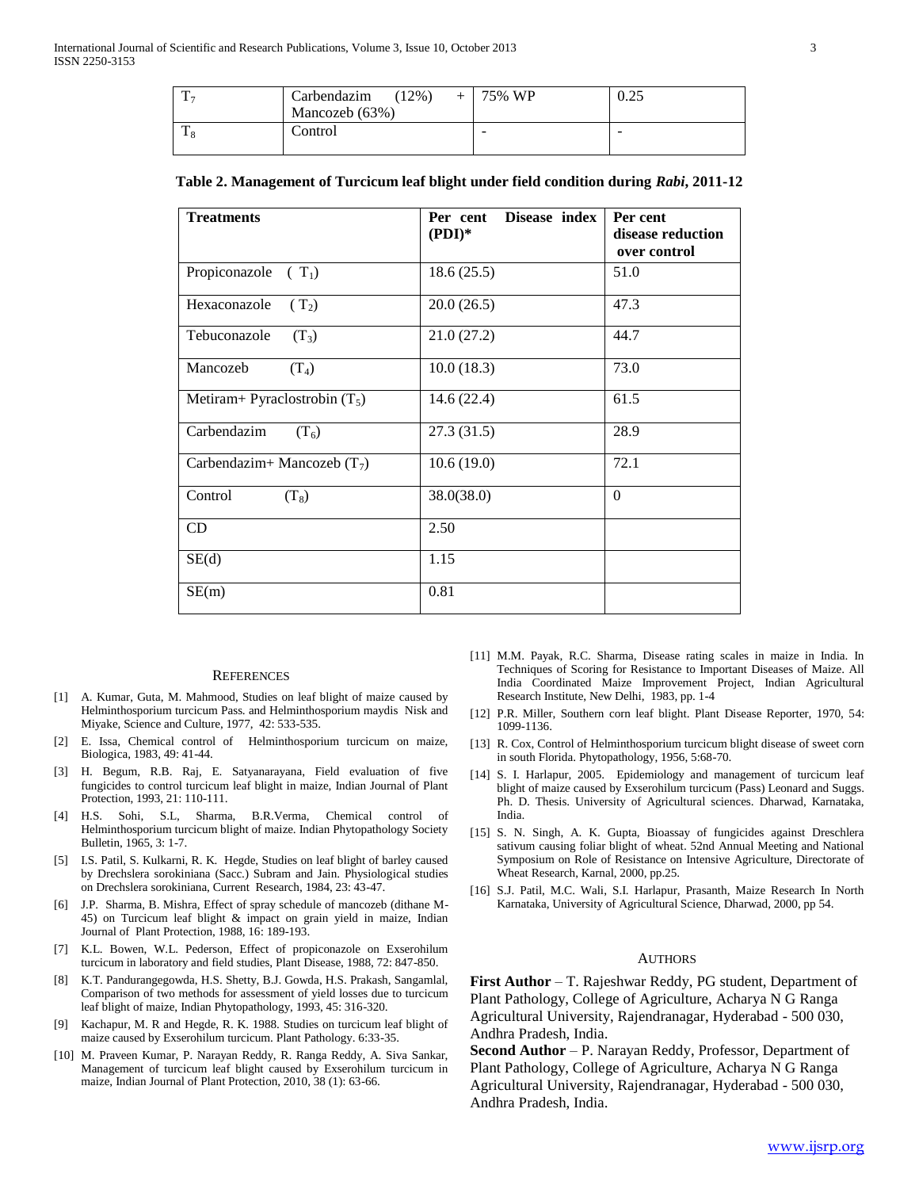| $T_7$ | Carbendazim (12%) + Mancozeb (63%) | 75% WP | 0.25 |
|---|---|---|---|
| $T_8$ | Control | - | - |

**Table 2. Management of Turcicum leaf blight under field condition during *Rabi*, 2011-12**

| Treatments | Per cent Disease index (PDI)* | Per cent disease reduction over control |
|---|---|---|
| Propiconazole ( $T_1$) | 18.6 (25.5) | 51.0 |
| Hexaconazole ( $T_2$) | 20.0 (26.5) | 47.3 |
| Tebuconazole ($T_3$) | 21.0 (27.2) | 44.7 |
| Mancozeb ($T_4$) | 10.0 (18.3) | 73.0 |
| Metiram+ Pyraclostrobin ($T_5$) | 14.6 (22.4) | 61.5 |
| Carbendazim ($T_6$) | 27.3 (31.5) | 28.9 |
| Carbendazim+ Mancozeb ($T_7$) | 10.6 (19.0) | 72.1 |
| Control ($T_8$) | 38.0(38.0) | 0 |
| CD | 2.50 | |
| SE(d) | 1.15 | |
| SE(m) | 0.81 | |

## References

[1] A. Kumar, Guta, M. Mahmood, Studies on leaf blight of maize caused by Helminthosporium turcicum Pass. and Helminthosporium maydis Nisk and Miyake, Science and Culture, 1977, 42: 533-535.

[2] E. Issa, Chemical control of Helminthosporium turcicum on maize, Biologica, 1983, 49: 41-44.

[3] H. Begum, R.B. Raj, E. Satyanarayana, Field evaluation of five fungicides to control turcicum leaf blight in maize, Indian Journal of Plant Protection, 1993, 21: 110-111.

[4] H.S. Sohi, S.L, Sharma, B.R.Verma, Chemical control of Helminthosporium turcicum blight of maize. Indian Phytopathology Society Bulletin, 1965, 3: 1-7.

[5] I.S. Patil, S. Kulkarni, R. K. Hegde, Studies on leaf blight of barley caused by Drechslera sorokiniana (Sacc.) Subram and Jain. Physiological studies on Drechslera sorokiniana, Current Research, 1984, 23: 43-47.

[6] J.P. Sharma, B. Mishra, Effect of spray schedule of mancozeb (dithane M-45) on Turcicum leaf blight & impact on grain yield in maize, Indian Journal of Plant Protection, 1988, 16: 189-193.

[7] K.L. Bowen, W.L. Pederson, Effect of propiconazole on Exserohilum turcicum in laboratory and field studies, Plant Disease, 1988, 72: 847-850.

[8] K.T. Pandurangegowda, H.S. Shetty, B.J. Gowda, H.S. Prakash, Sangamlal, Comparison of two methods for assessment of yield losses due to turcicum leaf blight of maize, Indian Phytopathology, 1993, 45: 316-320.

[9] Kachapur, M. R and Hegde, R. K. 1988. Studies on turcicum leaf blight of maize caused by Exserohilum turcicum. Plant Pathology. 6:33-35.

[10] M. Praveen Kumar, P. Narayan Reddy, R. Ranga Reddy, A. Siva Sankar, Management of turcicum leaf blight caused by Exserohilum turcicum in maize, Indian Journal of Plant Protection, 2010, 38 (1): 63-66.

[11] M.M. Payak, R.C. Sharma, Disease rating scales in maize in India. In Techniques of Scoring for Resistance to Important Diseases of Maize. All India Coordinated Maize Improvement Project, Indian Agricultural Research Institute, New Delhi, 1983, pp. 1-4

[12] P.R. Miller, Southern corn leaf blight. Plant Disease Reporter, 1970, 54: 1099-1136.

[13] R. Cox, Control of Helminthosporium turcicum blight disease of sweet corn in south Florida. Phytopathology, 1956, 5:68-70.

[14] S. I. Harlapur, 2005. Epidemiology and management of turcicum leaf blight of maize caused by Exserohilum turcicum (Pass) Leonard and Suggs. Ph. D. Thesis. University of Agricultural sciences. Dharwad, Karnataka, India.

[15] S. N. Singh, A. K. Gupta, Bioassay of fungicides against Dreschlera sativum causing foliar blight of wheat. 52nd Annual Meeting and National Symposium on Role of Resistance on Intensive Agriculture, Directorate of Wheat Research, Karnal, 2000, pp.25.

[16] S.J. Patil, M.C. Wali, S.I. Harlapur, Prasanth, Maize Research In North Karnataka, University of Agricultural Science, Dharwad, 2000, pp 54.

## Authors

**First Author** – T. Rajeshwar Reddy, PG student, Department of Plant Pathology, College of Agriculture, Acharya N G Ranga Agricultural University, Rajendranagar, Hyderabad - 500 030, Andhra Pradesh, India.

**Second Author** – P. Narayan Reddy, Professor, Department of Plant Pathology, College of Agriculture, Acharya N G Ranga Agricultural University, Rajendranagar, Hyderabad - 500 030, Andhra Pradesh, India.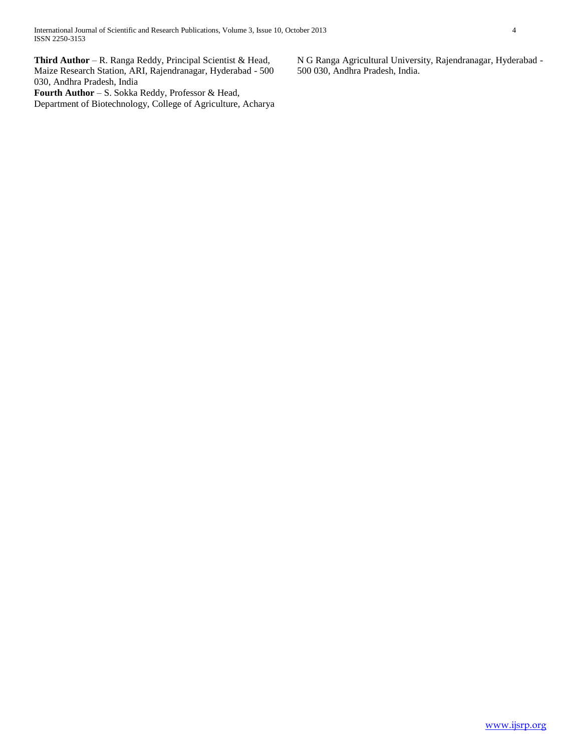**Third Author** – R. Ranga Reddy, Principal Scientist & Head, Maize Research Station, ARI, Rajendranagar, Hyderabad - 500 030, Andhra Pradesh, India

**Fourth Author** – S. Sokka Reddy, Professor & Head, Department of Biotechnology, College of Agriculture, Acharya N G Ranga Agricultural University, Rajendranagar, Hyderabad - 500 030, Andhra Pradesh, India.